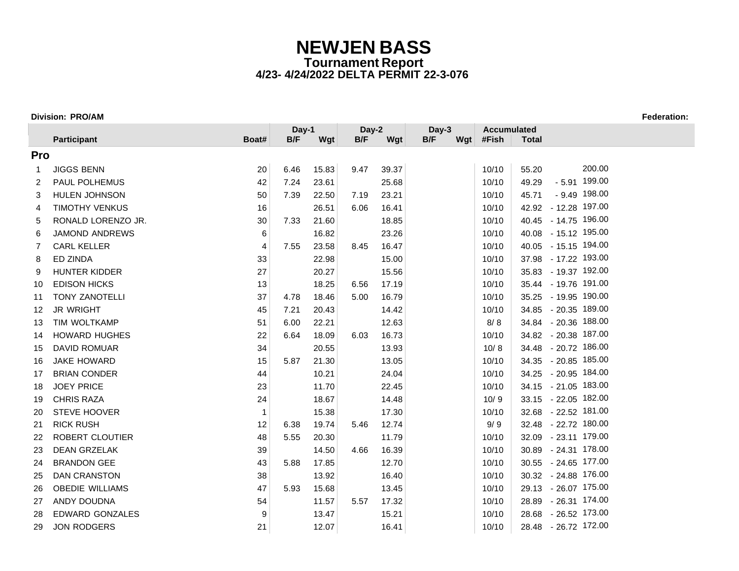# NEWJEN BASS

## Tournament Report

### 4/23- 4/24/2022 DELTA PERMIT 22-3-076

**Division: PRO/AM** **Federation:**

| | Participant | Boat# | Day-1 B/F | Day-1 Wgt | Day-2 B/F | Day-2 Wgt | Day-3 B/F | Day-3 Wgt | Accumulated #Fish | Accumulated Total | | |
|---|---|---|---|---|---|---|---|---|---|---|---|---|
| **Pro** | | | | | | | | | | | | |
| 1 | JIGGS BENN | 20 | 6.46 | 15.83 | 9.47 | 39.37 | | | 10/10 | 55.20 | | 200.00 |
| 2 | PAUL POLHEMUS | 42 | 7.24 | 23.61 | | 25.68 | | | 10/10 | 49.29 | - 5.91 | 199.00 |
| 3 | HULEN JOHNSON | 50 | 7.39 | 22.50 | 7.19 | 23.21 | | | 10/10 | 45.71 | - 9.49 | 198.00 |
| 4 | TIMOTHY VENKUS | 16 | | 26.51 | 6.06 | 16.41 | | | 10/10 | 42.92 | - 12.28 | 197.00 |
| 5 | RONALD LORENZO JR. | 30 | 7.33 | 21.60 | | 18.85 | | | 10/10 | 40.45 | - 14.75 | 196.00 |
| 6 | JAMOND ANDREWS | 6 | | 16.82 | | 23.26 | | | 10/10 | 40.08 | - 15.12 | 195.00 |
| 7 | CARL KELLER | 4 | 7.55 | 23.58 | 8.45 | 16.47 | | | 10/10 | 40.05 | - 15.15 | 194.00 |
| 8 | ED ZINDA | 33 | | 22.98 | | 15.00 | | | 10/10 | 37.98 | - 17.22 | 193.00 |
| 9 | HUNTER KIDDER | 27 | | 20.27 | | 15.56 | | | 10/10 | 35.83 | - 19.37 | 192.00 |
| 10 | EDISON HICKS | 13 | | 18.25 | 6.56 | 17.19 | | | 10/10 | 35.44 | - 19.76 | 191.00 |
| 11 | TONY ZANOTELLI | 37 | 4.78 | 18.46 | 5.00 | 16.79 | | | 10/10 | 35.25 | - 19.95 | 190.00 |
| 12 | JR WRIGHT | 45 | 7.21 | 20.43 | | 14.42 | | | 10/10 | 34.85 | - 20.35 | 189.00 |
| 13 | TIM WOLTKAMP | 51 | 6.00 | 22.21 | | 12.63 | | | 8/ 8 | 34.84 | - 20.36 | 188.00 |
| 14 | HOWARD HUGHES | 22 | 6.64 | 18.09 | 6.03 | 16.73 | | | 10/10 | 34.82 | - 20.38 | 187.00 |
| 15 | DAVID ROMUAR | 34 | | 20.55 | | 13.93 | | | 10/ 8 | 34.48 | - 20.72 | 186.00 |
| 16 | JAKE HOWARD | 15 | 5.87 | 21.30 | | 13.05 | | | 10/10 | 34.35 | - 20.85 | 185.00 |
| 17 | BRIAN CONDER | 44 | | 10.21 | | 24.04 | | | 10/10 | 34.25 | - 20.95 | 184.00 |
| 18 | JOEY PRICE | 23 | | 11.70 | | 22.45 | | | 10/10 | 34.15 | - 21.05 | 183.00 |
| 19 | CHRIS RAZA | 24 | | 18.67 | | 14.48 | | | 10/ 9 | 33.15 | - 22.05 | 182.00 |
| 20 | STEVE HOOVER | 1 | | 15.38 | | 17.30 | | | 10/10 | 32.68 | - 22.52 | 181.00 |
| 21 | RICK RUSH | 12 | 6.38 | 19.74 | 5.46 | 12.74 | | | 9/ 9 | 32.48 | - 22.72 | 180.00 |
| 22 | ROBERT CLOUTIER | 48 | 5.55 | 20.30 | | 11.79 | | | 10/10 | 32.09 | - 23.11 | 179.00 |
| 23 | DEAN GRZELAK | 39 | | 14.50 | 4.66 | 16.39 | | | 10/10 | 30.89 | - 24.31 | 178.00 |
| 24 | BRANDON GEE | 43 | 5.88 | 17.85 | | 12.70 | | | 10/10 | 30.55 | - 24.65 | 177.00 |
| 25 | DAN CRANSTON | 38 | | 13.92 | | 16.40 | | | 10/10 | 30.32 | - 24.88 | 176.00 |
| 26 | OBEDIE WILLIAMS | 47 | 5.93 | 15.68 | | 13.45 | | | 10/10 | 29.13 | - 26.07 | 175.00 |
| 27 | ANDY DOUDNA | 54 | | 11.57 | 5.57 | 17.32 | | | 10/10 | 28.89 | - 26.31 | 174.00 |
| 28 | EDWARD GONZALES | 9 | | 13.47 | | 15.21 | | | 10/10 | 28.68 | - 26.52 | 173.00 |
| 29 | JON RODGERS | 21 | | 12.07 | | 16.41 | | | 10/10 | 28.48 | - 26.72 | 172.00 |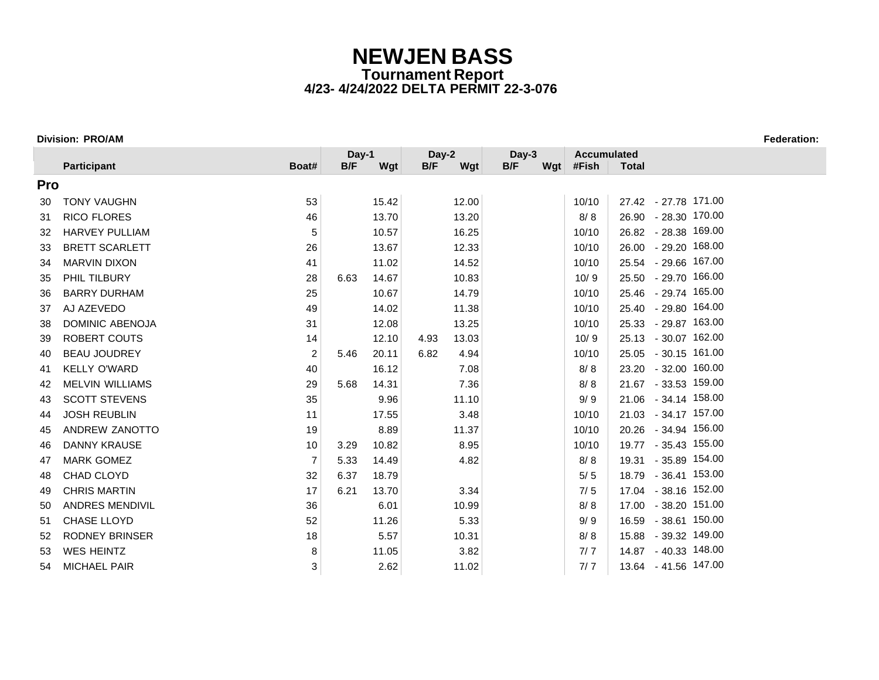# NEWJEN BASS

**Tournament Report**

**4/23- 4/24/2022 DELTA PERMIT 22-3-076**

**Division: PRO/AM** **Federation:**

| | Participant | Boat# | Day-1 B/F | Day-1 Wgt | Day-2 B/F | Day-2 Wgt | Day-3 B/F | Day-3 Wgt | Accumulated #Fish | Accumulated Total | | |
|---|---|---|---|---|---|---|---|---|---|---|---|---|
| **Pro** | | | | | | | | | | | | |
| 30 | TONY VAUGHN | 53 | | 15.42 | | 12.00 | | | 10/10 | 27.42 | - 27.78 | 171.00 |
| 31 | RICO FLORES | 46 | | 13.70 | | 13.20 | | | 8/ 8 | 26.90 | - 28.30 | 170.00 |
| 32 | HARVEY PULLIAM | 5 | | 10.57 | | 16.25 | | | 10/10 | 26.82 | - 28.38 | 169.00 |
| 33 | BRETT SCARLETT | 26 | | 13.67 | | 12.33 | | | 10/10 | 26.00 | - 29.20 | 168.00 |
| 34 | MARVIN DIXON | 41 | | 11.02 | | 14.52 | | | 10/10 | 25.54 | - 29.66 | 167.00 |
| 35 | PHIL TILBURY | 28 | 6.63 | 14.67 | | 10.83 | | | 10/ 9 | 25.50 | - 29.70 | 166.00 |
| 36 | BARRY DURHAM | 25 | | 10.67 | | 14.79 | | | 10/10 | 25.46 | - 29.74 | 165.00 |
| 37 | AJ AZEVEDO | 49 | | 14.02 | | 11.38 | | | 10/10 | 25.40 | - 29.80 | 164.00 |
| 38 | DOMINIC ABENOJA | 31 | | 12.08 | | 13.25 | | | 10/10 | 25.33 | - 29.87 | 163.00 |
| 39 | ROBERT COUTS | 14 | | 12.10 | 4.93 | 13.03 | | | 10/ 9 | 25.13 | - 30.07 | 162.00 |
| 40 | BEAU JOUDREY | 2 | 5.46 | 20.11 | 6.82 | 4.94 | | | 10/10 | 25.05 | - 30.15 | 161.00 |
| 41 | KELLY O'WARD | 40 | | 16.12 | | 7.08 | | | 8/ 8 | 23.20 | - 32.00 | 160.00 |
| 42 | MELVIN WILLIAMS | 29 | 5.68 | 14.31 | | 7.36 | | | 8/ 8 | 21.67 | - 33.53 | 159.00 |
| 43 | SCOTT STEVENS | 35 | | 9.96 | | 11.10 | | | 9/ 9 | 21.06 | - 34.14 | 158.00 |
| 44 | JOSH REUBLIN | 11 | | 17.55 | | 3.48 | | | 10/10 | 21.03 | - 34.17 | 157.00 |
| 45 | ANDREW ZANOTTO | 19 | | 8.89 | | 11.37 | | | 10/10 | 20.26 | - 34.94 | 156.00 |
| 46 | DANNY KRAUSE | 10 | 3.29 | 10.82 | | 8.95 | | | 10/10 | 19.77 | - 35.43 | 155.00 |
| 47 | MARK GOMEZ | 7 | 5.33 | 14.49 | | 4.82 | | | 8/ 8 | 19.31 | - 35.89 | 154.00 |
| 48 | CHAD CLOYD | 32 | 6.37 | 18.79 | | | | | 5/ 5 | 18.79 | - 36.41 | 153.00 |
| 49 | CHRIS MARTIN | 17 | 6.21 | 13.70 | | 3.34 | | | 7/ 5 | 17.04 | - 38.16 | 152.00 |
| 50 | ANDRES MENDIVIL | 36 | | 6.01 | | 10.99 | | | 8/ 8 | 17.00 | - 38.20 | 151.00 |
| 51 | CHASE LLOYD | 52 | | 11.26 | | 5.33 | | | 9/ 9 | 16.59 | - 38.61 | 150.00 |
| 52 | RODNEY BRINSER | 18 | | 5.57 | | 10.31 | | | 8/ 8 | 15.88 | - 39.32 | 149.00 |
| 53 | WES HEINTZ | 8 | | 11.05 | | 3.82 | | | 7/ 7 | 14.87 | - 40.33 | 148.00 |
| 54 | MICHAEL PAIR | 3 | | 2.62 | | 11.02 | | | 7/ 7 | 13.64 | - 41.56 | 147.00 |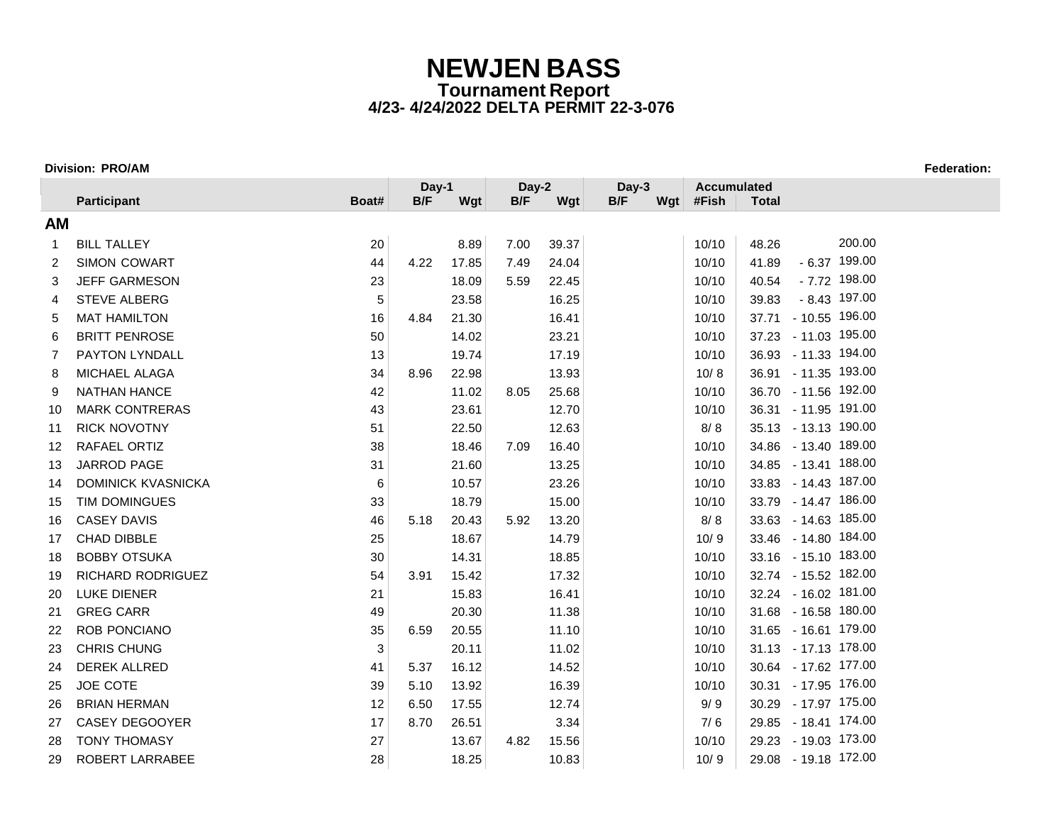# NEWJEN BASS

## Tournament Report

### 4/23- 4/24/2022 DELTA PERMIT 22-3-076

**Division: PRO/AM** **Federation:**

| | Participant | Boat# | Day-1 B/F | Day-1 Wgt | Day-2 B/F | Day-2 Wgt | Day-3 B/F | Day-3 Wgt | Accumulated #Fish | Accumulated Total | | |
|---|---|---|---|---|---|---|---|---|---|---|---|---|
| **AM** | | | | | | | | | | | | |
| 1 | BILL TALLEY | 20 | | 8.89 | 7.00 | 39.37 | | | 10/10 | 48.26 | | 200.00 |
| 2 | SIMON COWART | 44 | 4.22 | 17.85 | 7.49 | 24.04 | | | 10/10 | 41.89 | - 6.37 | 199.00 |
| 3 | JEFF GARMESON | 23 | | 18.09 | 5.59 | 22.45 | | | 10/10 | 40.54 | - 7.72 | 198.00 |
| 4 | STEVE ALBERG | 5 | | 23.58 | | 16.25 | | | 10/10 | 39.83 | - 8.43 | 197.00 |
| 5 | MAT HAMILTON | 16 | 4.84 | 21.30 | | 16.41 | | | 10/10 | 37.71 | - 10.55 | 196.00 |
| 6 | BRITT PENROSE | 50 | | 14.02 | | 23.21 | | | 10/10 | 37.23 | - 11.03 | 195.00 |
| 7 | PAYTON LYNDALL | 13 | | 19.74 | | 17.19 | | | 10/10 | 36.93 | - 11.33 | 194.00 |
| 8 | MICHAEL ALAGA | 34 | 8.96 | 22.98 | | 13.93 | | | 10/ 8 | 36.91 | - 11.35 | 193.00 |
| 9 | NATHAN HANCE | 42 | | 11.02 | 8.05 | 25.68 | | | 10/10 | 36.70 | - 11.56 | 192.00 |
| 10 | MARK CONTRERAS | 43 | | 23.61 | | 12.70 | | | 10/10 | 36.31 | - 11.95 | 191.00 |
| 11 | RICK NOVOTNY | 51 | | 22.50 | | 12.63 | | | 8/ 8 | 35.13 | - 13.13 | 190.00 |
| 12 | RAFAEL ORTIZ | 38 | | 18.46 | 7.09 | 16.40 | | | 10/10 | 34.86 | - 13.40 | 189.00 |
| 13 | JARROD PAGE | 31 | | 21.60 | | 13.25 | | | 10/10 | 34.85 | - 13.41 | 188.00 |
| 14 | DOMINICK KVASNICKA | 6 | | 10.57 | | 23.26 | | | 10/10 | 33.83 | - 14.43 | 187.00 |
| 15 | TIM DOMINGUES | 33 | | 18.79 | | 15.00 | | | 10/10 | 33.79 | - 14.47 | 186.00 |
| 16 | CASEY DAVIS | 46 | 5.18 | 20.43 | 5.92 | 13.20 | | | 8/ 8 | 33.63 | - 14.63 | 185.00 |
| 17 | CHAD DIBBLE | 25 | | 18.67 | | 14.79 | | | 10/ 9 | 33.46 | - 14.80 | 184.00 |
| 18 | BOBBY OTSUKA | 30 | | 14.31 | | 18.85 | | | 10/10 | 33.16 | - 15.10 | 183.00 |
| 19 | RICHARD RODRIGUEZ | 54 | 3.91 | 15.42 | | 17.32 | | | 10/10 | 32.74 | - 15.52 | 182.00 |
| 20 | LUKE DIENER | 21 | | 15.83 | | 16.41 | | | 10/10 | 32.24 | - 16.02 | 181.00 |
| 21 | GREG CARR | 49 | | 20.30 | | 11.38 | | | 10/10 | 31.68 | - 16.58 | 180.00 |
| 22 | ROB PONCIANO | 35 | 6.59 | 20.55 | | 11.10 | | | 10/10 | 31.65 | - 16.61 | 179.00 |
| 23 | CHRIS CHUNG | 3 | | 20.11 | | 11.02 | | | 10/10 | 31.13 | - 17.13 | 178.00 |
| 24 | DEREK ALLRED | 41 | 5.37 | 16.12 | | 14.52 | | | 10/10 | 30.64 | - 17.62 | 177.00 |
| 25 | JOE COTE | 39 | 5.10 | 13.92 | | 16.39 | | | 10/10 | 30.31 | - 17.95 | 176.00 |
| 26 | BRIAN HERMAN | 12 | 6.50 | 17.55 | | 12.74 | | | 9/ 9 | 30.29 | - 17.97 | 175.00 |
| 27 | CASEY DEGOOYER | 17 | 8.70 | 26.51 | | 3.34 | | | 7/ 6 | 29.85 | - 18.41 | 174.00 |
| 28 | TONY THOMASY | 27 | | 13.67 | 4.82 | 15.56 | | | 10/10 | 29.23 | - 19.03 | 173.00 |
| 29 | ROBERT LARRABEE | 28 | | 18.25 | | 10.83 | | | 10/ 9 | 29.08 | - 19.18 | 172.00 |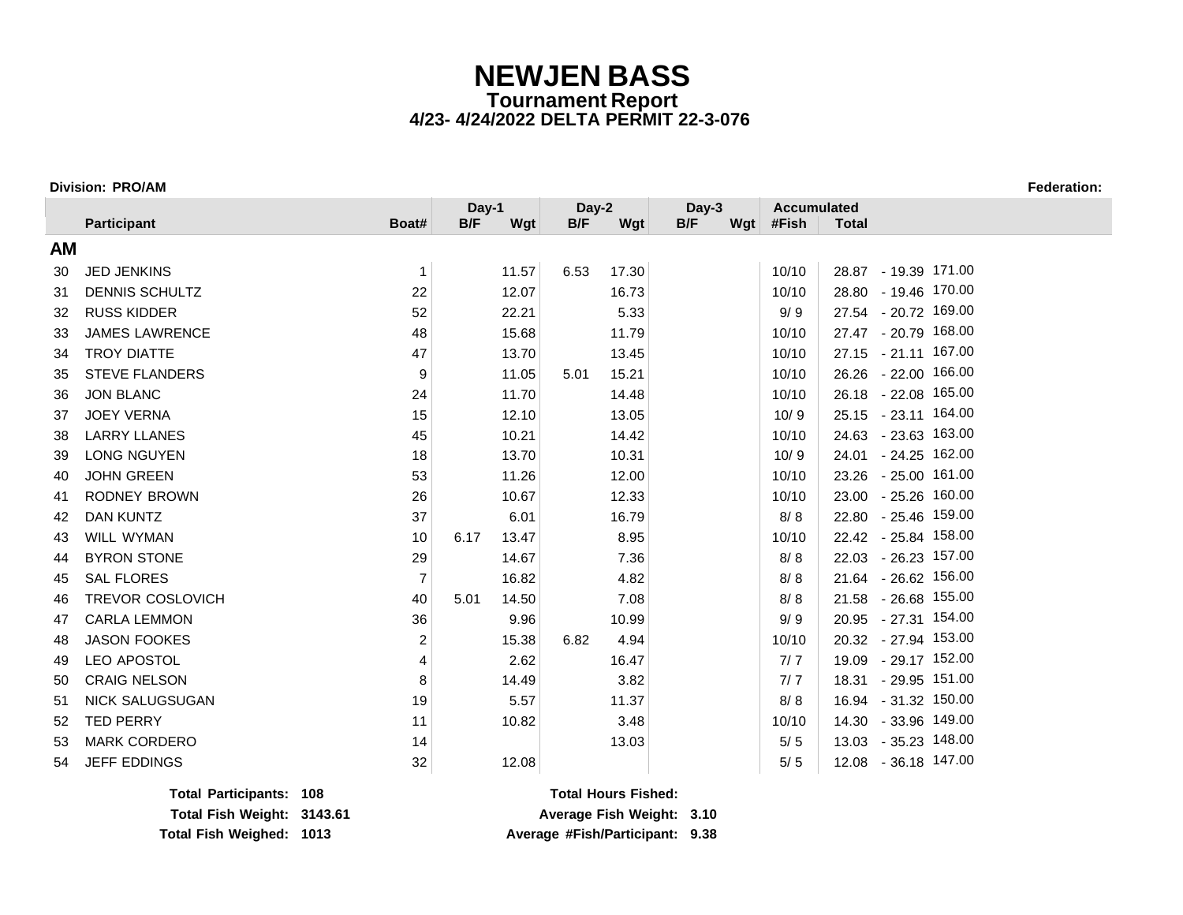# NEWJEN BASS

## Tournament Report

### 4/23- 4/24/2022 DELTA PERMIT 22-3-076

**Division: PRO/AM** **Federation:**

| | Participant | Boat# | Day-1 B/F | Day-1 Wgt | Day-2 B/F | Day-2 Wgt | Day-3 B/F | Day-3 Wgt | Accumulated #Fish | Accumulated Total | | |
|---|---|---|---|---|---|---|---|---|---|---|---|---|
| **AM** | | | | | | | | | | | | |
| 30 | JED JENKINS | 1 | | 11.57 | 6.53 | 17.30 | | | 10/10 | 28.87 | - 19.39 | 171.00 |
| 31 | DENNIS SCHULTZ | 22 | | 12.07 | | 16.73 | | | 10/10 | 28.80 | - 19.46 | 170.00 |
| 32 | RUSS KIDDER | 52 | | 22.21 | | 5.33 | | | 9/ 9 | 27.54 | - 20.72 | 169.00 |
| 33 | JAMES LAWRENCE | 48 | | 15.68 | | 11.79 | | | 10/10 | 27.47 | - 20.79 | 168.00 |
| 34 | TROY DIATTE | 47 | | 13.70 | | 13.45 | | | 10/10 | 27.15 | - 21.11 | 167.00 |
| 35 | STEVE FLANDERS | 9 | | 11.05 | 5.01 | 15.21 | | | 10/10 | 26.26 | - 22.00 | 166.00 |
| 36 | JON BLANC | 24 | | 11.70 | | 14.48 | | | 10/10 | 26.18 | - 22.08 | 165.00 |
| 37 | JOEY VERNA | 15 | | 12.10 | | 13.05 | | | 10/ 9 | 25.15 | - 23.11 | 164.00 |
| 38 | LARRY LLANES | 45 | | 10.21 | | 14.42 | | | 10/10 | 24.63 | - 23.63 | 163.00 |
| 39 | LONG NGUYEN | 18 | | 13.70 | | 10.31 | | | 10/ 9 | 24.01 | - 24.25 | 162.00 |
| 40 | JOHN GREEN | 53 | | 11.26 | | 12.00 | | | 10/10 | 23.26 | - 25.00 | 161.00 |
| 41 | RODNEY BROWN | 26 | | 10.67 | | 12.33 | | | 10/10 | 23.00 | - 25.26 | 160.00 |
| 42 | DAN KUNTZ | 37 | | 6.01 | | 16.79 | | | 8/ 8 | 22.80 | - 25.46 | 159.00 |
| 43 | WILL WYMAN | 10 | 6.17 | 13.47 | | 8.95 | | | 10/10 | 22.42 | - 25.84 | 158.00 |
| 44 | BYRON STONE | 29 | | 14.67 | | 7.36 | | | 8/ 8 | 22.03 | - 26.23 | 157.00 |
| 45 | SAL FLORES | 7 | | 16.82 | | 4.82 | | | 8/ 8 | 21.64 | - 26.62 | 156.00 |
| 46 | TREVOR COSLOVICH | 40 | 5.01 | 14.50 | | 7.08 | | | 8/ 8 | 21.58 | - 26.68 | 155.00 |
| 47 | CARLA LEMMON | 36 | | 9.96 | | 10.99 | | | 9/ 9 | 20.95 | - 27.31 | 154.00 |
| 48 | JASON FOOKES | 2 | | 15.38 | 6.82 | 4.94 | | | 10/10 | 20.32 | - 27.94 | 153.00 |
| 49 | LEO APOSTOL | 4 | | 2.62 | | 16.47 | | | 7/ 7 | 19.09 | - 29.17 | 152.00 |
| 50 | CRAIG NELSON | 8 | | 14.49 | | 3.82 | | | 7/ 7 | 18.31 | - 29.95 | 151.00 |
| 51 | NICK SALUGSUGAN | 19 | | 5.57 | | 11.37 | | | 8/ 8 | 16.94 | - 31.32 | 150.00 |
| 52 | TED PERRY | 11 | | 10.82 | | 3.48 | | | 10/10 | 14.30 | - 33.96 | 149.00 |
| 53 | MARK CORDERO | 14 | | | | 13.03 | | | 5/ 5 | 13.03 | - 35.23 | 148.00 |
| 54 | JEFF EDDINGS | 32 | | 12.08 | | | | | 5/ 5 | 12.08 | - 36.18 | 147.00 |

**Total Participants:** 108
**Total Fish Weight:** 3143.61
**Total Fish Weighed:** 1013

**Total Hours Fished:**
**Average Fish Weight:** 3.10
**Average #Fish/Participant:** 9.38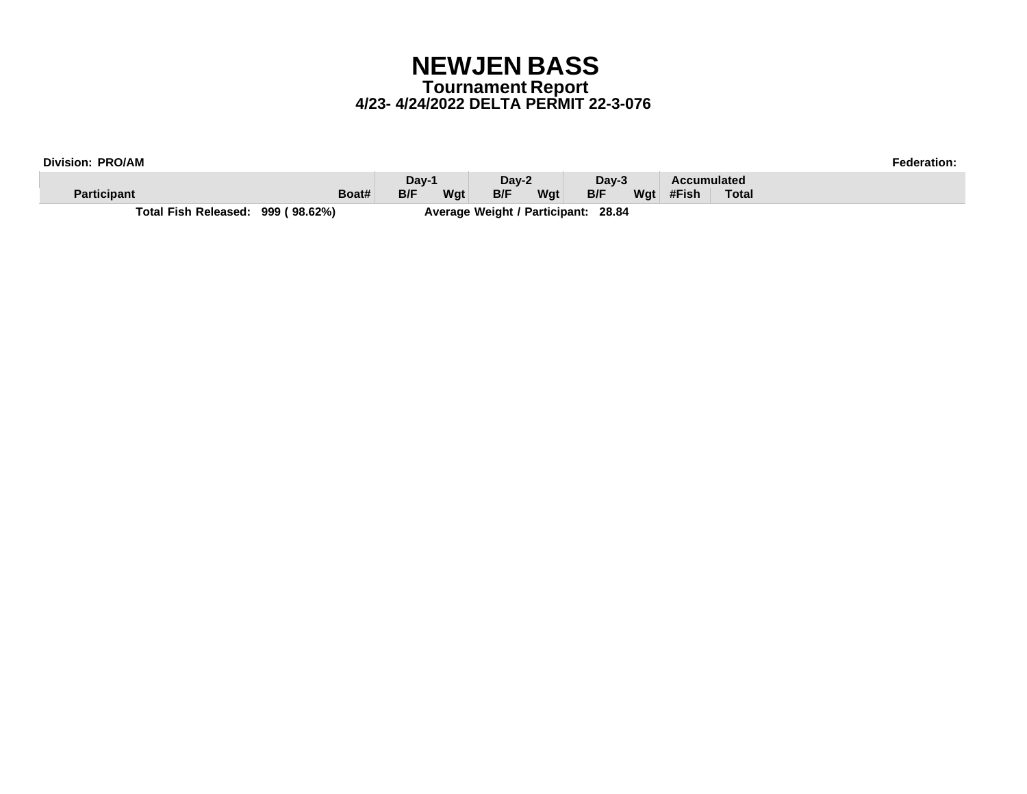# NEWJEN BASS

## Tournament Report

### 4/23- 4/24/2022 DELTA PERMIT 22-3-076

**Division: PRO/AM** **Federation:**

| | | Day-1 | | Day-2 | | Day-3 | | Accumulated | |
|---|---|---|---|---|---|---|---|---|---|
| **Participant** | **Boat#** | **B/F** | **Wgt** | **B/F** | **Wgt** | **B/F** | **Wgt** | **#Fish** | **Total** |

**Total Fish Released: 999 ( 98.62%)** **Average Weight / Participant: 28.84**